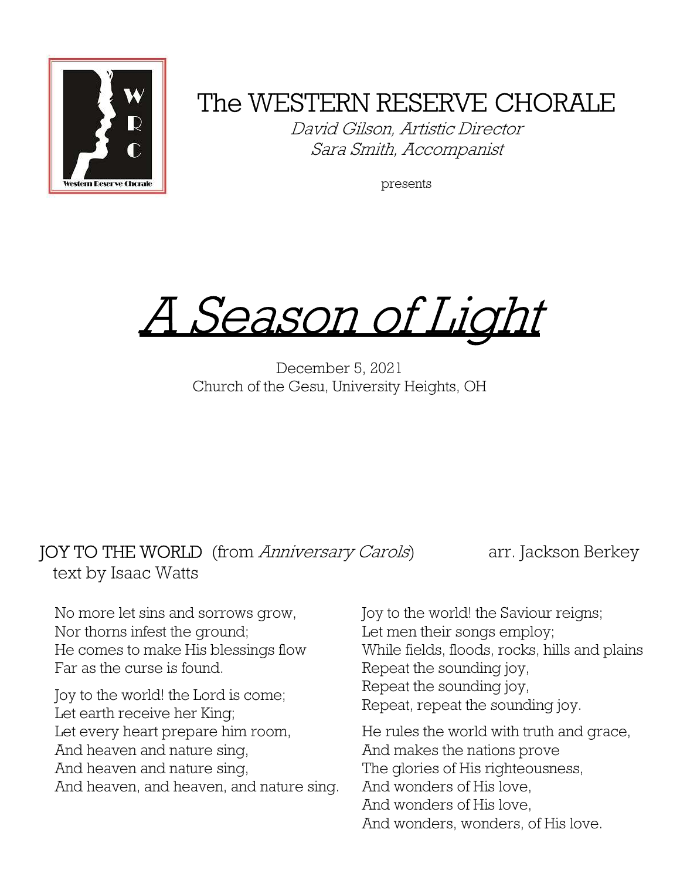# The WESTERN RESERVE CHORALE

*David Gilson, Artistic Director*
*Sara Smith, Accompanist*

presents

# *A Season of Light*

December 5, 2021
Church of the Gesu, University Heights, OH

## JOY TO THE WORLD (from *Anniversary Carols*) arr. Jackson Berkey

text by Isaac Watts

No more let sins and sorrows grow,
Nor thorns infest the ground;
He comes to make His blessings flow
Far as the curse is found.

Joy to the world! the Lord is come;
Let earth receive her King;
Let every heart prepare him room,
And heaven and nature sing,
And heaven and nature sing,
And heaven, and heaven, and nature sing.

Joy to the world! the Saviour reigns;
Let men their songs employ;
While fields, floods, rocks, hills and plains
Repeat the sounding joy,
Repeat the sounding joy,
Repeat, repeat the sounding joy.

He rules the world with truth and grace,
And makes the nations prove
The glories of His righteousness,
And wonders of His love,
And wonders of His love,
And wonders, wonders, of His love.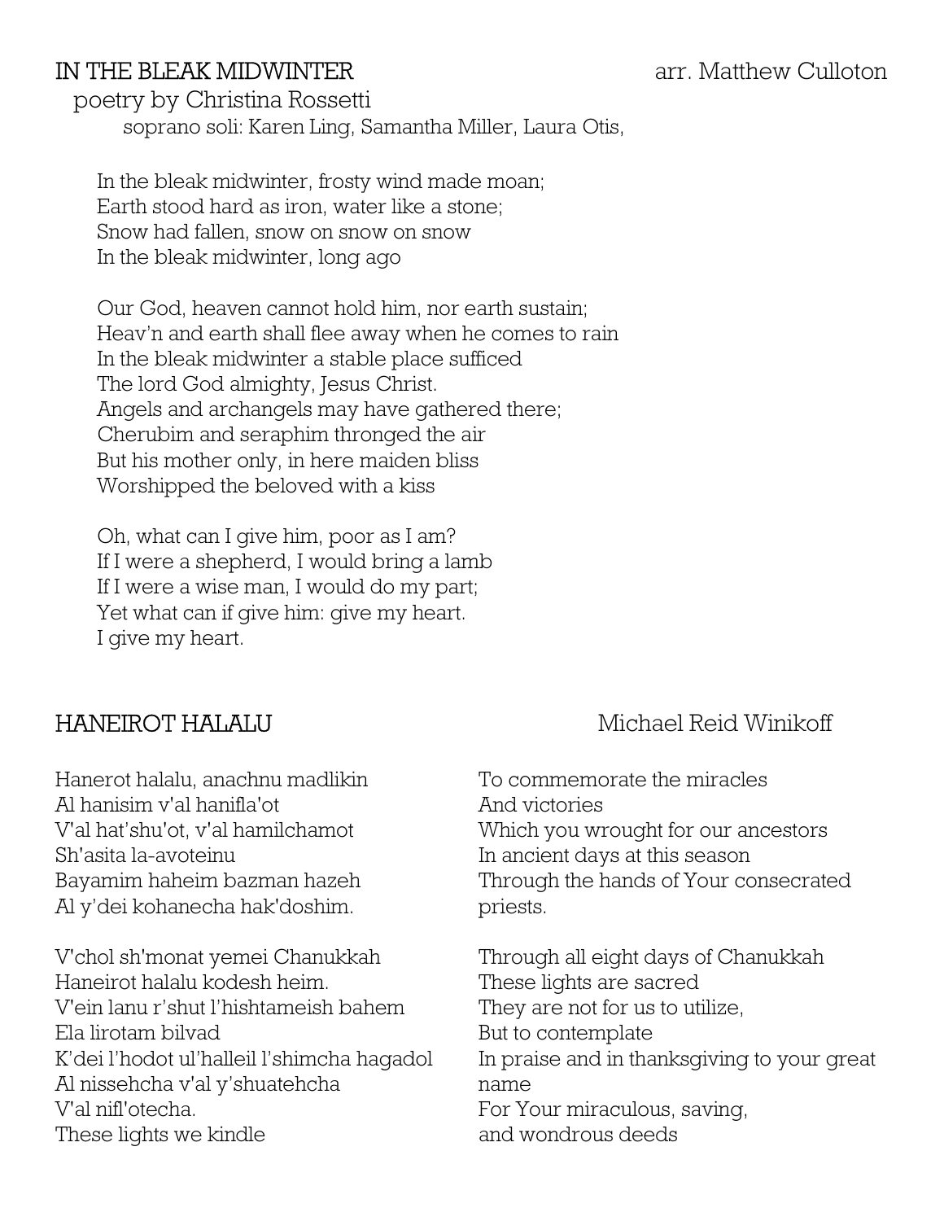## IN THE BLEAK MIDWINTER

arr. Matthew Culloton

poetry by Christina Rossetti

soprano soli: Karen Ling, Samantha Miller, Laura Otis,

In the bleak midwinter, frosty wind made moan;
Earth stood hard as iron, water like a stone;
Snow had fallen, snow on snow on snow
In the bleak midwinter, long ago

Our God, heaven cannot hold him, nor earth sustain;
Heav'n and earth shall flee away when he comes to rain
In the bleak midwinter a stable place sufficed
The lord God almighty, Jesus Christ.
Angels and archangels may have gathered there;
Cherubim and seraphim thronged the air
But his mother only, in here maiden bliss
Worshipped the beloved with a kiss

Oh, what can I give him, poor as I am?
If I were a shepherd, I would bring a lamb
If I were a wise man, I would do my part;
Yet what can if give him: give my heart.
I give my heart.

## HANEIROT HALALU

Michael Reid Winikoff

Hanerot halalu, anachnu madlikin
Al hanisim v'al hanifla'ot
V'al hat'shu'ot, v'al hamilchamot
Sh'asita la-avoteinu
Bayamim haheim bazman hazeh
Al y'dei kohanecha hak'doshim.

V'chol sh'monat yemei Chanukkah
Haneirot halalu kodesh heim.
V'ein lanu r'shut l'hishtameish bahem
Ela lirotam bilvad
K'dei l'hodot ul'halleil l'shimcha hagadol
Al nissehcha v'al y'shuatehcha
V'al nifl'otecha.
These lights we kindle

To commemorate the miracles
And victories
Which you wrought for our ancestors
In ancient days at this season
Through the hands of Your consecrated priests.

Through all eight days of Chanukkah
These lights are sacred
They are not for us to utilize,
But to contemplate
In praise and in thanksgiving to your great name
For Your miraculous, saving,
and wondrous deeds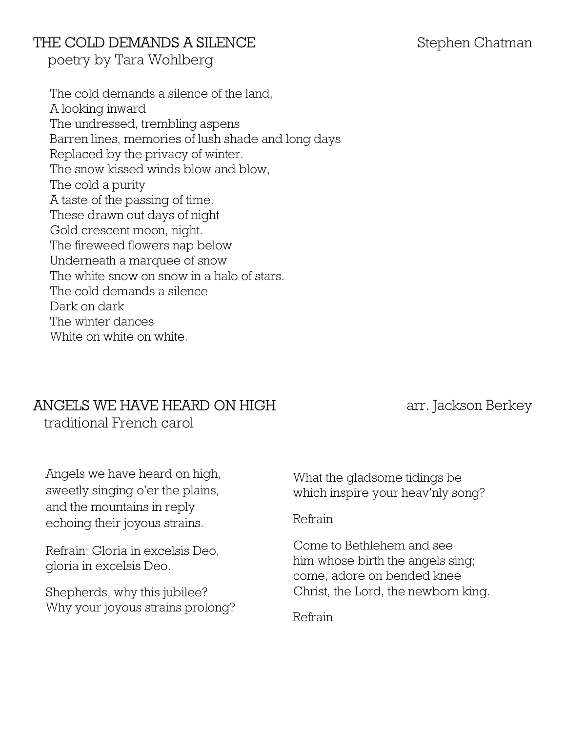## THE COLD DEMANDS A SILENCE — Stephen Chatman

poetry by Tara Wohlberg

The cold demands a silence of the land,
A looking inward
The undressed, trembling aspens
Barren lines, memories of lush shade and long days
Replaced by the privacy of winter.
The snow kissed winds blow and blow,
The cold a purity
A taste of the passing of time.
These drawn out days of night
Gold crescent moon, night.
The fireweed flowers nap below
Underneath a marquee of snow
The white snow on snow in a halo of stars.
The cold demands a silence
Dark on dark
The winter dances
White on white on white.

## ANGELS WE HAVE HEARD ON HIGH — arr. Jackson Berkey

traditional French carol

Angels we have heard on high,
sweetly singing o'er the plains,
and the mountains in reply
echoing their joyous strains.

Refrain: Gloria in excelsis Deo,
gloria in excelsis Deo.

Shepherds, why this jubilee?
Why your joyous strains prolong?
What the gladsome tidings be
which inspire your heav'nly song?

Refrain

Come to Bethlehem and see
him whose birth the angels sing;
come, adore on bended knee
Christ, the Lord, the newborn king.

Refrain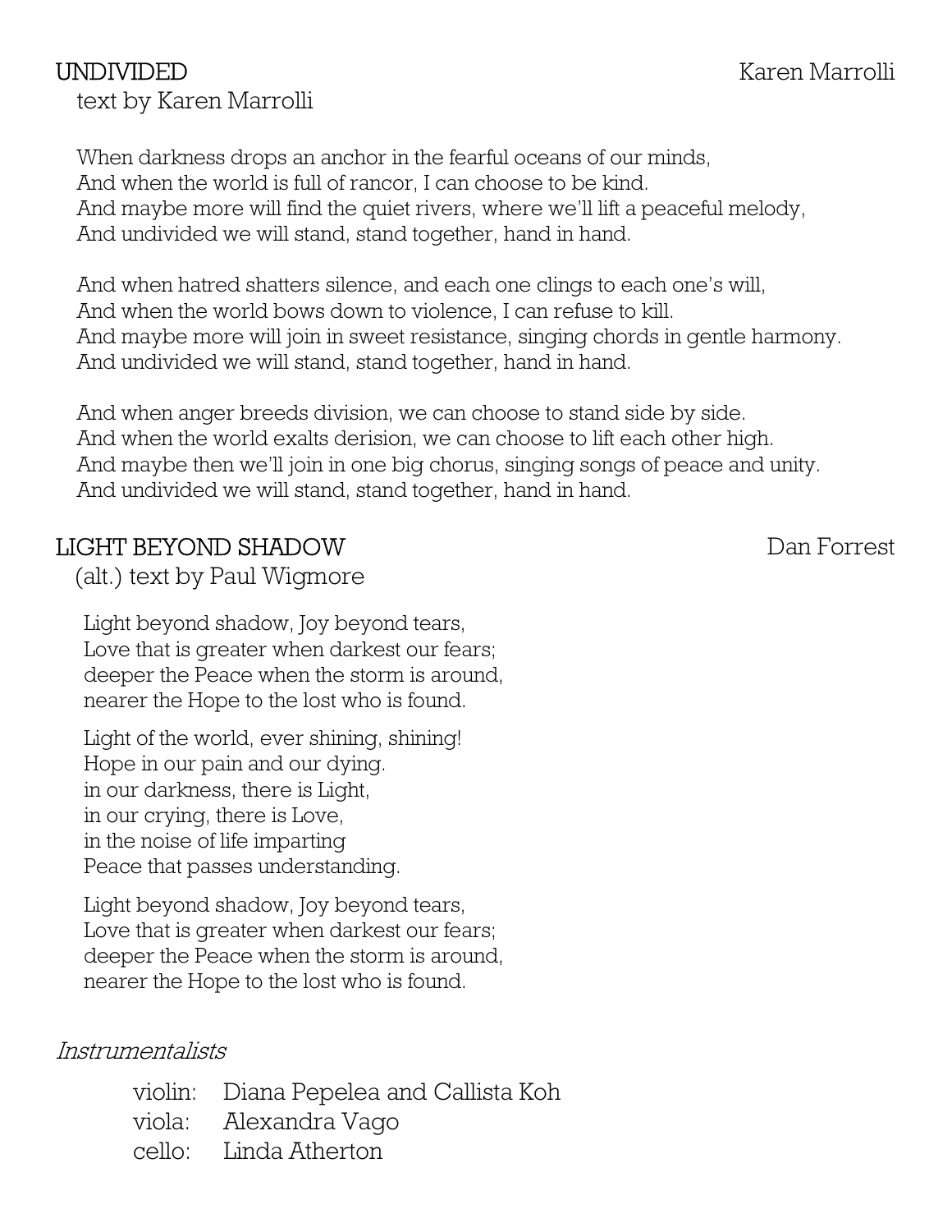## UNDIVIDED — Karen Marrolli

text by Karen Marrolli

When darkness drops an anchor in the fearful oceans of our minds,
And when the world is full of rancor, I can choose to be kind.
And maybe more will find the quiet rivers, where we'll lift a peaceful melody,
And undivided we will stand, stand together, hand in hand.

And when hatred shatters silence, and each one clings to each one's will,
And when the world bows down to violence, I can refuse to kill.
And maybe more will join in sweet resistance, singing chords in gentle harmony.
And undivided we will stand, stand together, hand in hand.

And when anger breeds division, we can choose to stand side by side.
And when the world exalts derision, we can choose to lift each other high.
And maybe then we'll join in one big chorus, singing songs of peace and unity.
And undivided we will stand, stand together, hand in hand.

## LIGHT BEYOND SHADOW — Dan Forrest

(alt.) text by Paul Wigmore

Light beyond shadow, Joy beyond tears,
Love that is greater when darkest our fears;
deeper the Peace when the storm is around,
nearer the Hope to the lost who is found.

Light of the world, ever shining, shining!
Hope in our pain and our dying.
in our darkness, there is Light,
in our crying, there is Love,
in the noise of life imparting
Peace that passes understanding.

Light beyond shadow, Joy beyond tears,
Love that is greater when darkest our fears;
deeper the Peace when the storm is around,
nearer the Hope to the lost who is found.

### *Instrumentalists*

violin: Diana Pepelea and Callista Koh
viola: Alexandra Vago
cello: Linda Atherton